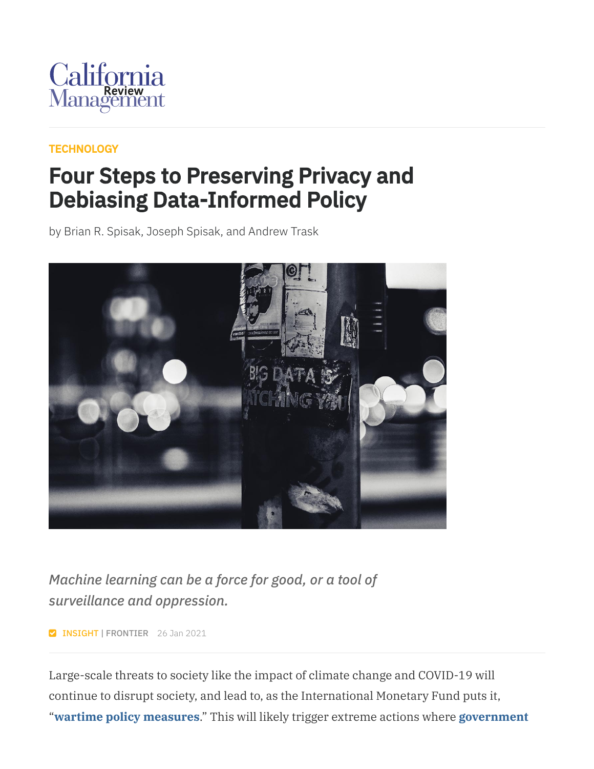California Management Review

TECHNOLOGY

# Four Steps to Preserving Privacy and Debiasing Data-Informed Policy

by Brian R. Spisak, Joseph Spisak, and Andrew Trask

*Machine learning can be a force for good, or a tool of surveillance and oppression.*

INSIGHT | FRONTIER 26 Jan 2021

Large-scale threats to society like the impact of climate change and COVID-19 will continue to disrupt society, and lead to, as the International Monetary Fund puts it, "**wartime policy measures**." This will likely trigger extreme actions where **government**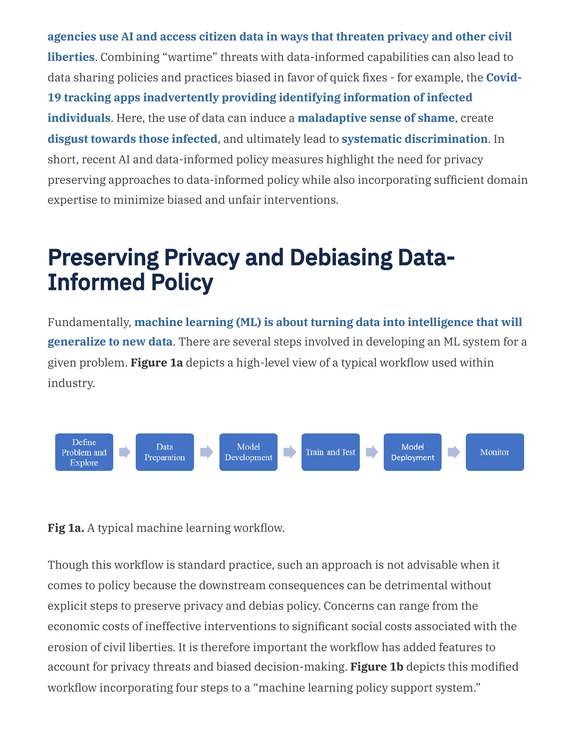**agencies use AI and access citizen data in ways that threaten privacy and other civil liberties**. Combining "wartime" threats with data-informed capabilities can also lead to data sharing policies and practices biased in favor of quick fixes - for example, the **Covid-19 tracking apps inadvertently providing identifying information of infected individuals**. Here, the use of data can induce a **maladaptive sense of shame**, create **disgust towards those infected**, and ultimately lead to **systematic discrimination**. In short, recent AI and data-informed policy measures highlight the need for privacy preserving approaches to data-informed policy while also incorporating sufficient domain expertise to minimize biased and unfair interventions.

# Preserving Privacy and Debiasing Data-Informed Policy

Fundamentally, **machine learning (ML) is about turning data into intelligence that will generalize to new data**. There are several steps involved in developing an ML system for a given problem. **Figure 1a** depicts a high-level view of a typical workflow used within industry.

Define Problem and Explore → Data Preparation → Model Development → Train and Test → Model Deployment → Monitor

**Fig 1a.** A typical machine learning workflow.

Though this workflow is standard practice, such an approach is not advisable when it comes to policy because the downstream consequences can be detrimental without explicit steps to preserve privacy and debias policy. Concerns can range from the economic costs of ineffective interventions to significant social costs associated with the erosion of civil liberties. It is therefore important the workflow has added features to account for privacy threats and biased decision-making. **Figure 1b** depicts this modified workflow incorporating four steps to a "machine learning policy support system."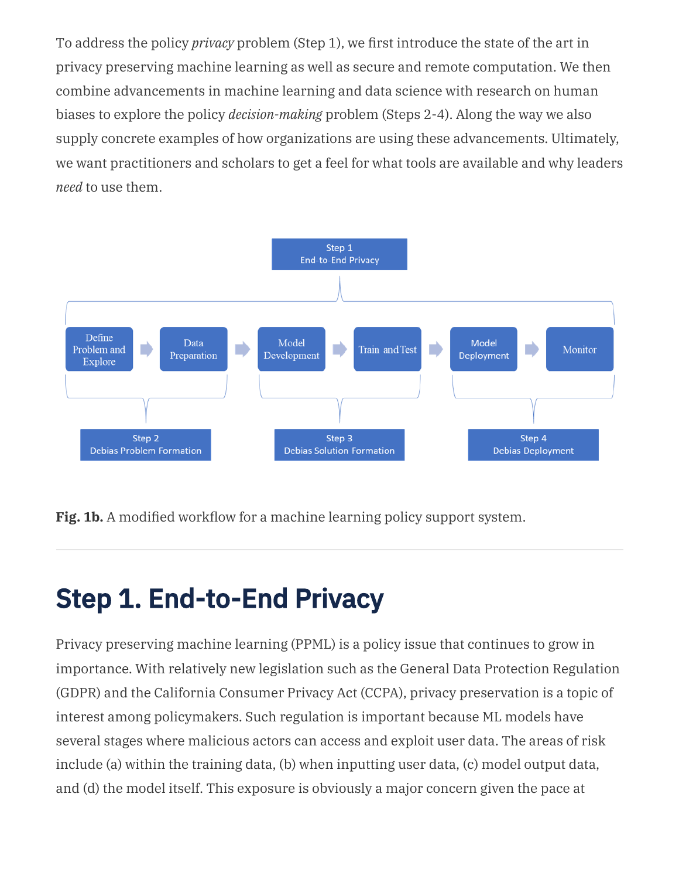To address the policy *privacy* problem (Step 1), we first introduce the state of the art in privacy preserving machine learning as well as secure and remote computation. We then combine advancements in machine learning and data science with research on human biases to explore the policy *decision-making* problem (Steps 2-4). Along the way we also supply concrete examples of how organizations are using these advancements. Ultimately, we want practitioners and scholars to get a feel for what tools are available and why leaders *need* to use them.

**Fig. 1b.** A modified workflow for a machine learning policy support system.

---

## Step 1. End-to-End Privacy

Privacy preserving machine learning (PPML) is a policy issue that continues to grow in importance. With relatively new legislation such as the General Data Protection Regulation (GDPR) and the California Consumer Privacy Act (CCPA), privacy preservation is a topic of interest among policymakers. Such regulation is important because ML models have several stages where malicious actors can access and exploit user data. The areas of risk include (a) within the training data, (b) when inputting user data, (c) model output data, and (d) the model itself. This exposure is obviously a major concern given the pace at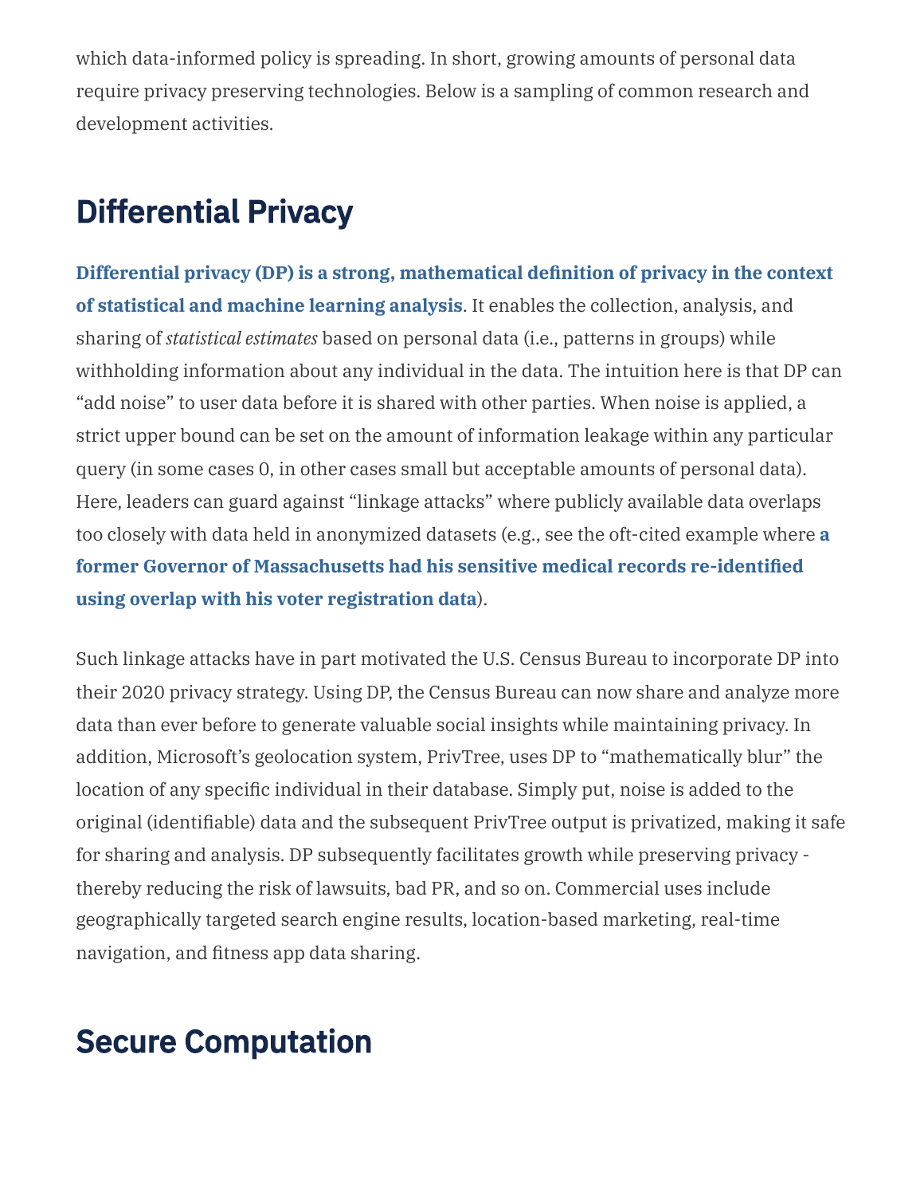which data-informed policy is spreading. In short, growing amounts of personal data require privacy preserving technologies. Below is a sampling of common research and development activities.

## Differential Privacy

**Differential privacy (DP) is a strong, mathematical definition of privacy in the context of statistical and machine learning analysis**. It enables the collection, analysis, and sharing of *statistical estimates* based on personal data (i.e., patterns in groups) while withholding information about any individual in the data. The intuition here is that DP can "add noise" to user data before it is shared with other parties. When noise is applied, a strict upper bound can be set on the amount of information leakage within any particular query (in some cases 0, in other cases small but acceptable amounts of personal data). Here, leaders can guard against "linkage attacks" where publicly available data overlaps too closely with data held in anonymized datasets (e.g., see the oft-cited example where **a former Governor of Massachusetts had his sensitive medical records re-identified using overlap with his voter registration data**).

Such linkage attacks have in part motivated the U.S. Census Bureau to incorporate DP into their 2020 privacy strategy. Using DP, the Census Bureau can now share and analyze more data than ever before to generate valuable social insights while maintaining privacy. In addition, Microsoft's geolocation system, PrivTree, uses DP to "mathematically blur" the location of any specific individual in their database. Simply put, noise is added to the original (identifiable) data and the subsequent PrivTree output is privatized, making it safe for sharing and analysis. DP subsequently facilitates growth while preserving privacy - thereby reducing the risk of lawsuits, bad PR, and so on. Commercial uses include geographically targeted search engine results, location-based marketing, real-time navigation, and fitness app data sharing.

## Secure Computation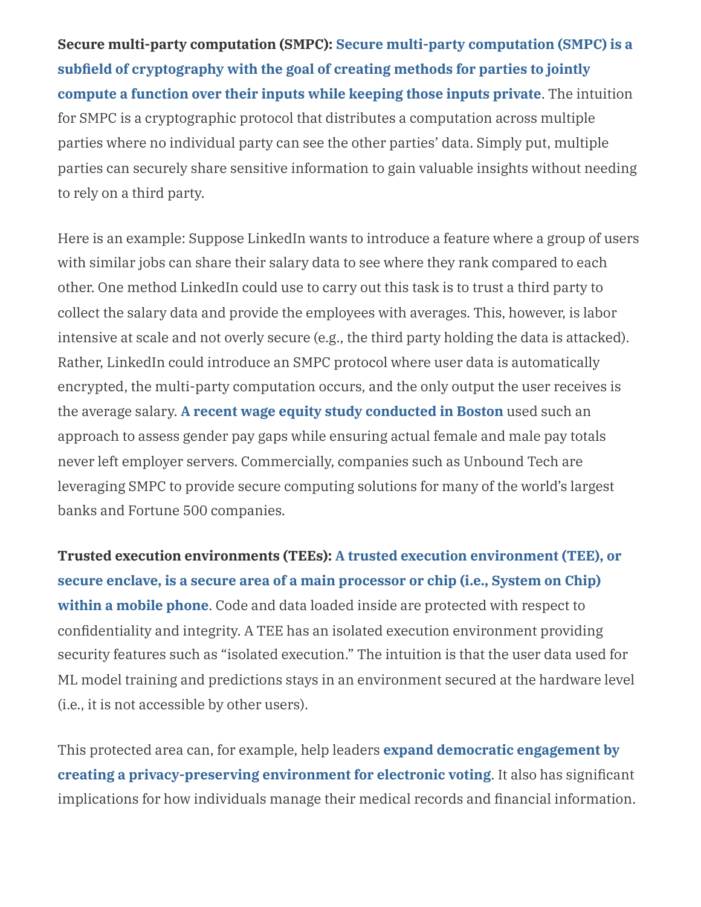**Secure multi-party computation (SMPC):** **Secure multi-party computation (SMPC) is a subfield of cryptography with the goal of creating methods for parties to jointly compute a function over their inputs while keeping those inputs private**. The intuition for SMPC is a cryptographic protocol that distributes a computation across multiple parties where no individual party can see the other parties' data. Simply put, multiple parties can securely share sensitive information to gain valuable insights without needing to rely on a third party.

Here is an example: Suppose LinkedIn wants to introduce a feature where a group of users with similar jobs can share their salary data to see where they rank compared to each other. One method LinkedIn could use to carry out this task is to trust a third party to collect the salary data and provide the employees with averages. This, however, is labor intensive at scale and not overly secure (e.g., the third party holding the data is attacked). Rather, LinkedIn could introduce an SMPC protocol where user data is automatically encrypted, the multi-party computation occurs, and the only output the user receives is the average salary. **A recent wage equity study conducted in Boston** used such an approach to assess gender pay gaps while ensuring actual female and male pay totals never left employer servers. Commercially, companies such as Unbound Tech are leveraging SMPC to provide secure computing solutions for many of the world's largest banks and Fortune 500 companies.

**Trusted execution environments (TEEs):** **A trusted execution environment (TEE), or secure enclave, is a secure area of a main processor or chip (i.e., System on Chip) within a mobile phone**. Code and data loaded inside are protected with respect to confidentiality and integrity. A TEE has an isolated execution environment providing security features such as "isolated execution." The intuition is that the user data used for ML model training and predictions stays in an environment secured at the hardware level (i.e., it is not accessible by other users).

This protected area can, for example, help leaders **expand democratic engagement by creating a privacy-preserving environment for electronic voting**. It also has significant implications for how individuals manage their medical records and financial information.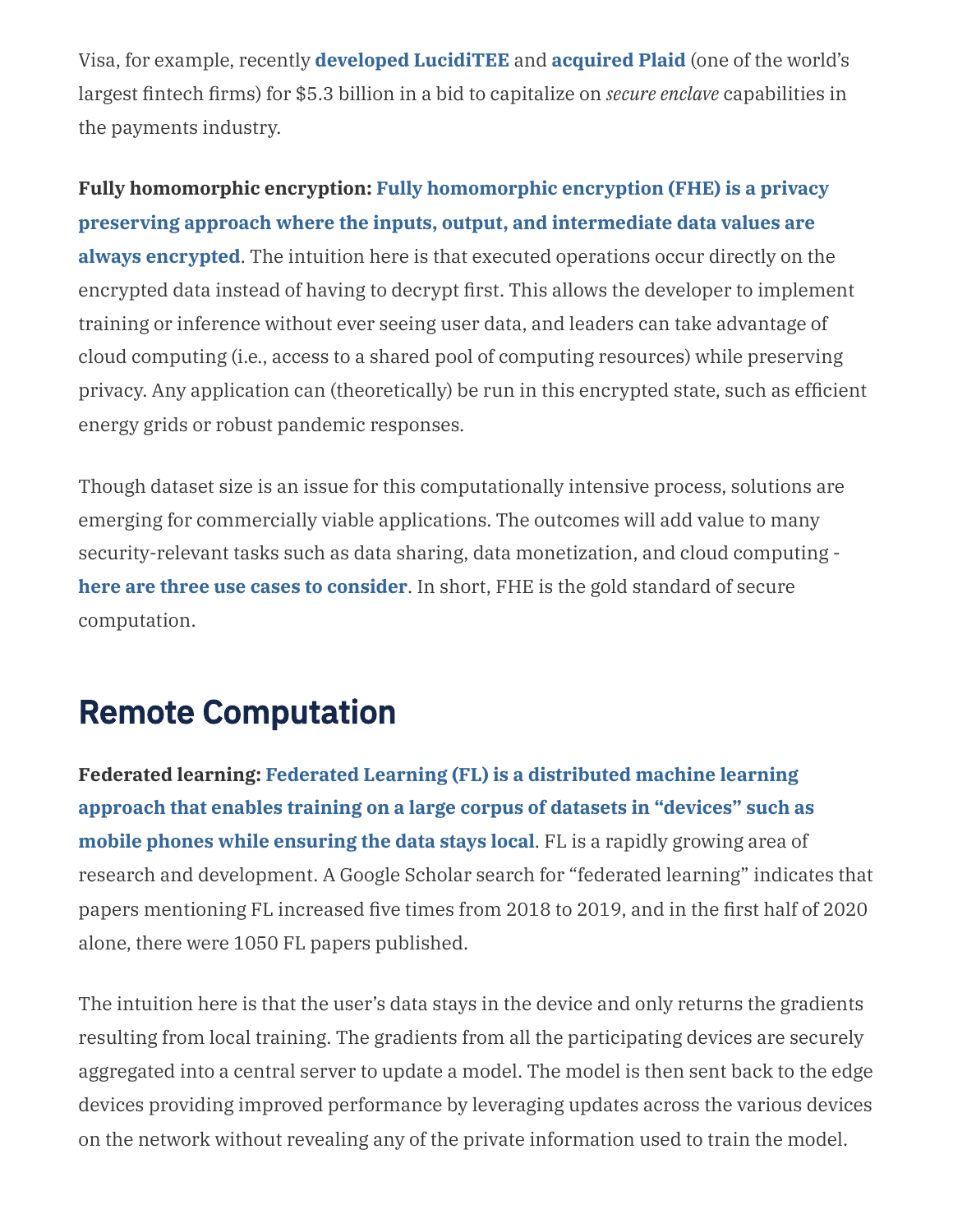Visa, for example, recently **developed LucidiTEE** and **acquired Plaid** (one of the world's largest fintech firms) for $5.3 billion in a bid to capitalize on *secure enclave* capabilities in the payments industry.

**Fully homomorphic encryption:** **Fully homomorphic encryption (FHE) is a privacy preserving approach where the inputs, output, and intermediate data values are always encrypted**. The intuition here is that executed operations occur directly on the encrypted data instead of having to decrypt first. This allows the developer to implement training or inference without ever seeing user data, and leaders can take advantage of cloud computing (i.e., access to a shared pool of computing resources) while preserving privacy. Any application can (theoretically) be run in this encrypted state, such as efficient energy grids or robust pandemic responses.

Though dataset size is an issue for this computationally intensive process, solutions are emerging for commercially viable applications. The outcomes will add value to many security-relevant tasks such as data sharing, data monetization, and cloud computing - **here are three use cases to consider**. In short, FHE is the gold standard of secure computation.

## Remote Computation

**Federated learning:** **Federated Learning (FL) is a distributed machine learning approach that enables training on a large corpus of datasets in "devices" such as mobile phones while ensuring the data stays local**. FL is a rapidly growing area of research and development. A Google Scholar search for "federated learning" indicates that papers mentioning FL increased five times from 2018 to 2019, and in the first half of 2020 alone, there were 1050 FL papers published.

The intuition here is that the user's data stays in the device and only returns the gradients resulting from local training. The gradients from all the participating devices are securely aggregated into a central server to update a model. The model is then sent back to the edge devices providing improved performance by leveraging updates across the various devices on the network without revealing any of the private information used to train the model.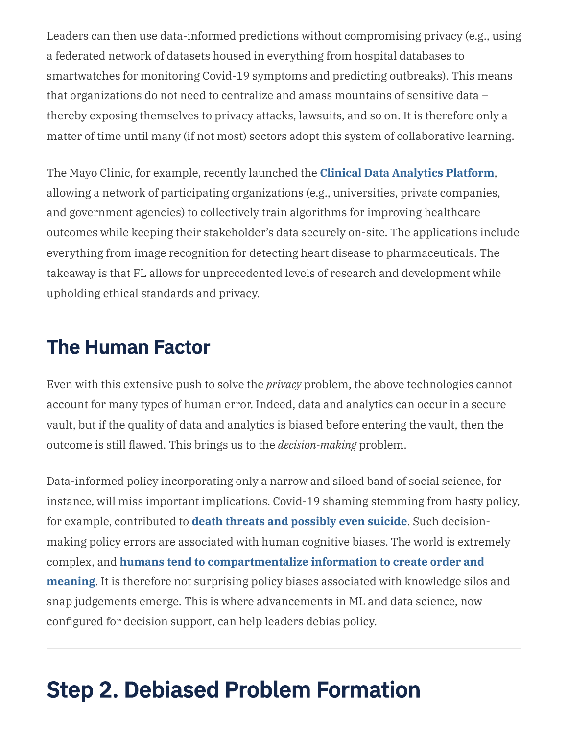Leaders can then use data-informed predictions without compromising privacy (e.g., using a federated network of datasets housed in everything from hospital databases to smartwatches for monitoring Covid-19 symptoms and predicting outbreaks). This means that organizations do not need to centralize and amass mountains of sensitive data – thereby exposing themselves to privacy attacks, lawsuits, and so on. It is therefore only a matter of time until many (if not most) sectors adopt this system of collaborative learning.

The Mayo Clinic, for example, recently launched the **Clinical Data Analytics Platform**, allowing a network of participating organizations (e.g., universities, private companies, and government agencies) to collectively train algorithms for improving healthcare outcomes while keeping their stakeholder's data securely on-site. The applications include everything from image recognition for detecting heart disease to pharmaceuticals. The takeaway is that FL allows for unprecedented levels of research and development while upholding ethical standards and privacy.

## The Human Factor

Even with this extensive push to solve the *privacy* problem, the above technologies cannot account for many types of human error. Indeed, data and analytics can occur in a secure vault, but if the quality of data and analytics is biased before entering the vault, then the outcome is still flawed. This brings us to the *decision-making* problem.

Data-informed policy incorporating only a narrow and siloed band of social science, for instance, will miss important implications. Covid-19 shaming stemming from hasty policy, for example, contributed to **death threats and possibly even suicide**. Such decision-making policy errors are associated with human cognitive biases. The world is extremely complex, and **humans tend to compartmentalize information to create order and meaning**. It is therefore not surprising policy biases associated with knowledge silos and snap judgements emerge. This is where advancements in ML and data science, now configured for decision support, can help leaders debias policy.

---

# Step 2. Debiased Problem Formation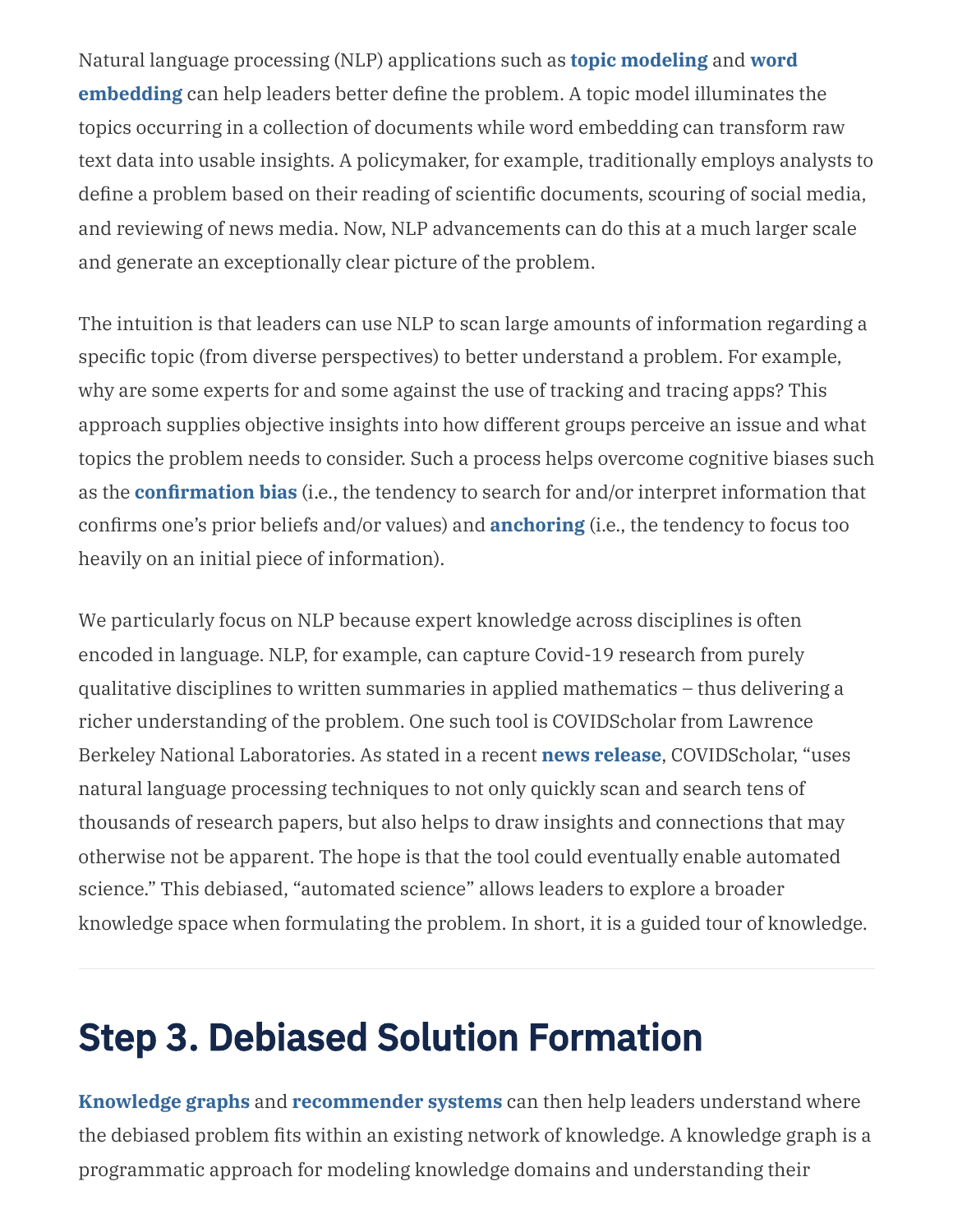Natural language processing (NLP) applications such as **topic modeling** and **word embedding** can help leaders better define the problem. A topic model illuminates the topics occurring in a collection of documents while word embedding can transform raw text data into usable insights. A policymaker, for example, traditionally employs analysts to define a problem based on their reading of scientific documents, scouring of social media, and reviewing of news media. Now, NLP advancements can do this at a much larger scale and generate an exceptionally clear picture of the problem.

The intuition is that leaders can use NLP to scan large amounts of information regarding a specific topic (from diverse perspectives) to better understand a problem. For example, why are some experts for and some against the use of tracking and tracing apps? This approach supplies objective insights into how different groups perceive an issue and what topics the problem needs to consider. Such a process helps overcome cognitive biases such as the **confirmation bias** (i.e., the tendency to search for and/or interpret information that confirms one's prior beliefs and/or values) and **anchoring** (i.e., the tendency to focus too heavily on an initial piece of information).

We particularly focus on NLP because expert knowledge across disciplines is often encoded in language. NLP, for example, can capture Covid-19 research from purely qualitative disciplines to written summaries in applied mathematics – thus delivering a richer understanding of the problem. One such tool is COVIDScholar from Lawrence Berkeley National Laboratories. As stated in a recent **news release**, COVIDScholar, "uses natural language processing techniques to not only quickly scan and search tens of thousands of research papers, but also helps to draw insights and connections that may otherwise not be apparent. The hope is that the tool could eventually enable automated science." This debiased, "automated science" allows leaders to explore a broader knowledge space when formulating the problem. In short, it is a guided tour of knowledge.

---

## Step 3. Debiased Solution Formation

**Knowledge graphs** and **recommender systems** can then help leaders understand where the debiased problem fits within an existing network of knowledge. A knowledge graph is a programmatic approach for modeling knowledge domains and understanding their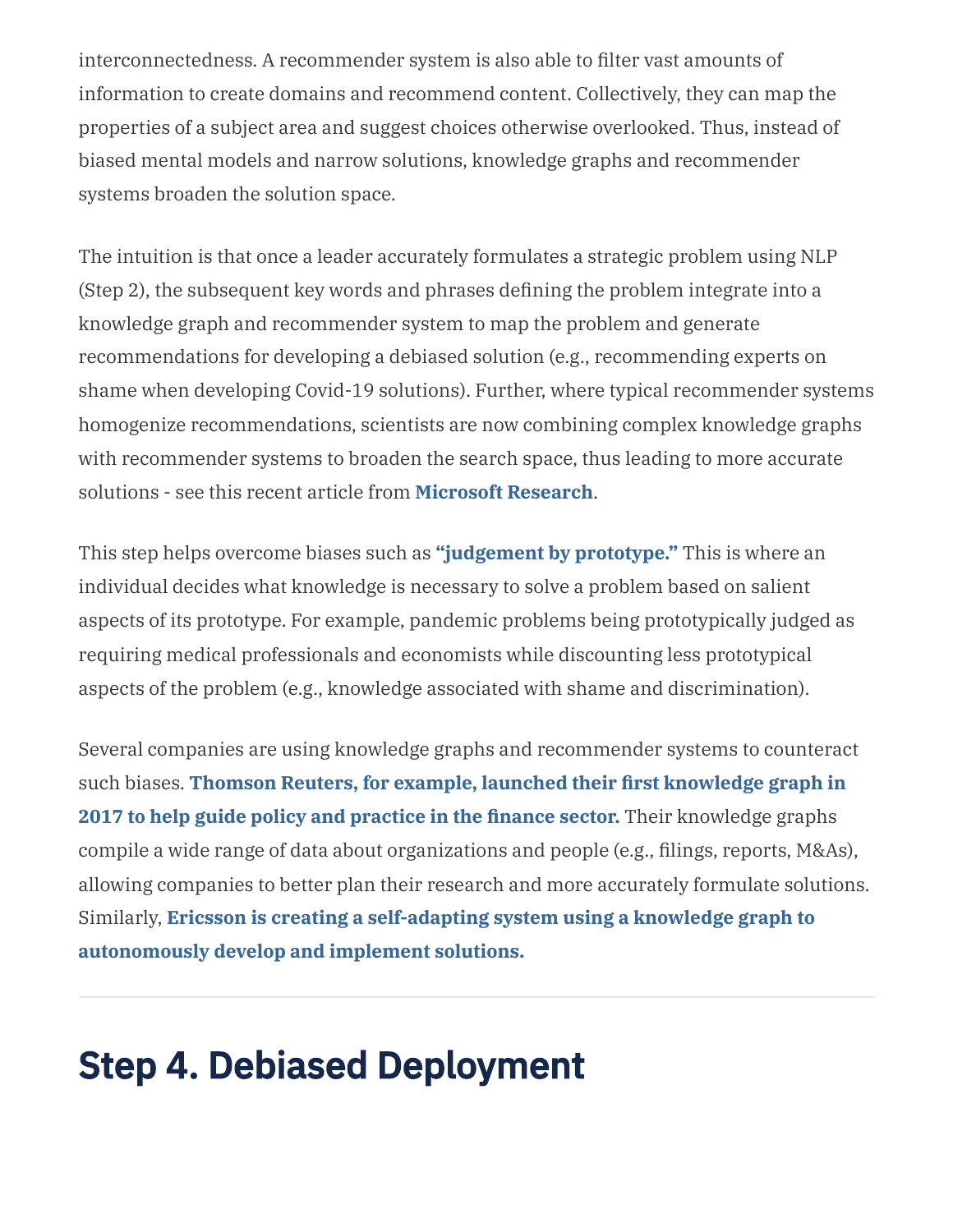interconnectedness. A recommender system is also able to filter vast amounts of information to create domains and recommend content. Collectively, they can map the properties of a subject area and suggest choices otherwise overlooked. Thus, instead of biased mental models and narrow solutions, knowledge graphs and recommender systems broaden the solution space.

The intuition is that once a leader accurately formulates a strategic problem using NLP (Step 2), the subsequent key words and phrases defining the problem integrate into a knowledge graph and recommender system to map the problem and generate recommendations for developing a debiased solution (e.g., recommending experts on shame when developing Covid-19 solutions). Further, where typical recommender systems homogenize recommendations, scientists are now combining complex knowledge graphs with recommender systems to broaden the search space, thus leading to more accurate solutions - see this recent article from **Microsoft Research**.

This step helps overcome biases such as **"judgement by prototype."** This is where an individual decides what knowledge is necessary to solve a problem based on salient aspects of its prototype. For example, pandemic problems being prototypically judged as requiring medical professionals and economists while discounting less prototypical aspects of the problem (e.g., knowledge associated with shame and discrimination).

Several companies are using knowledge graphs and recommender systems to counteract such biases. **Thomson Reuters, for example, launched their first knowledge graph in 2017 to help guide policy and practice in the finance sector.** Their knowledge graphs compile a wide range of data about organizations and people (e.g., filings, reports, M&As), allowing companies to better plan their research and more accurately formulate solutions. Similarly, **Ericsson is creating a self-adapting system using a knowledge graph to autonomously develop and implement solutions.**

---

## Step 4. Debiased Deployment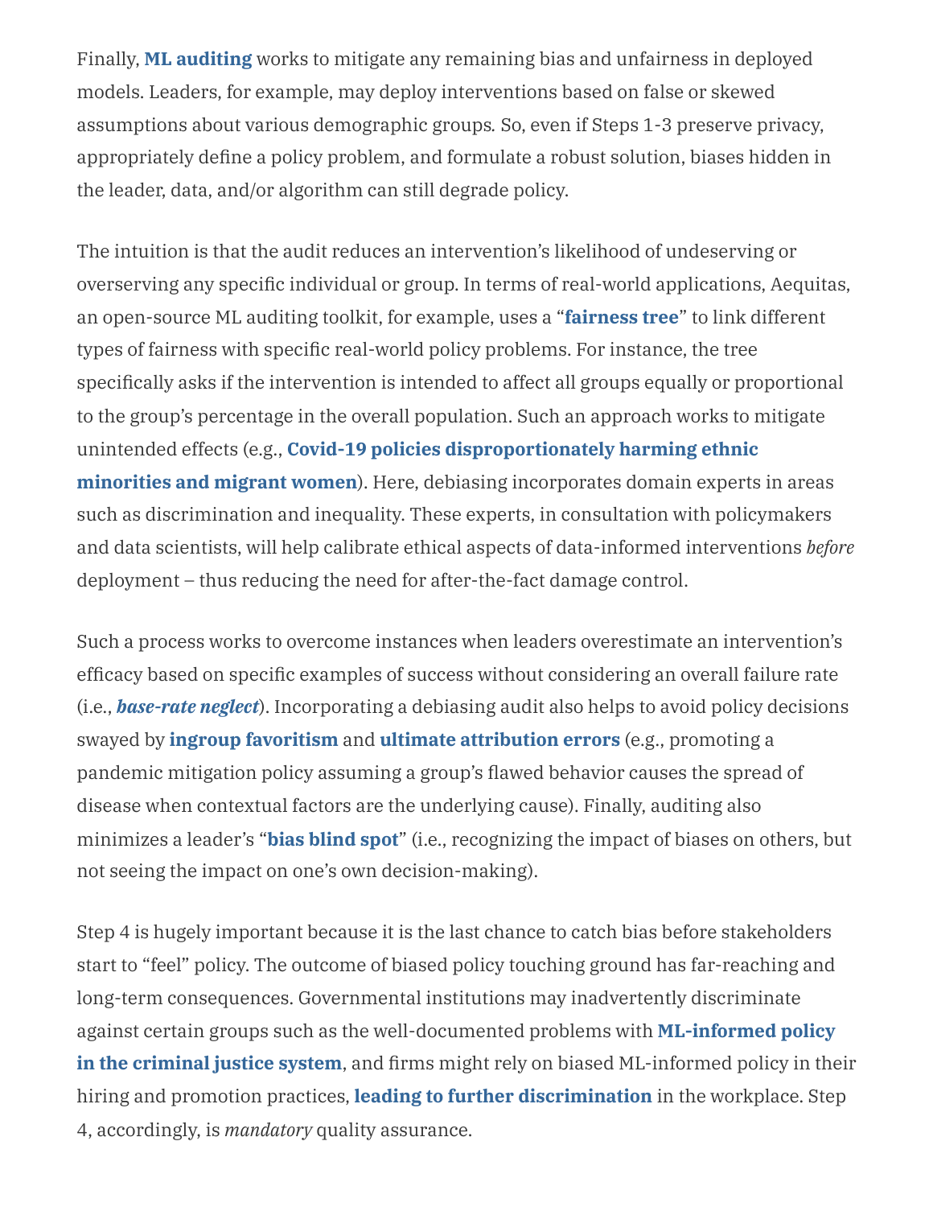Finally, **ML auditing** works to mitigate any remaining bias and unfairness in deployed models. Leaders, for example, may deploy interventions based on false or skewed assumptions about various demographic groups. So, even if Steps 1-3 preserve privacy, appropriately define a policy problem, and formulate a robust solution, biases hidden in the leader, data, and/or algorithm can still degrade policy.

The intuition is that the audit reduces an intervention's likelihood of undeserving or overserving any specific individual or group. In terms of real-world applications, Aequitas, an open-source ML auditing toolkit, for example, uses a "**fairness tree**" to link different types of fairness with specific real-world policy problems. For instance, the tree specifically asks if the intervention is intended to affect all groups equally or proportional to the group's percentage in the overall population. Such an approach works to mitigate unintended effects (e.g., **Covid-19 policies disproportionately harming ethnic minorities and migrant women**). Here, debiasing incorporates domain experts in areas such as discrimination and inequality. These experts, in consultation with policymakers and data scientists, will help calibrate ethical aspects of data-informed interventions *before* deployment – thus reducing the need for after-the-fact damage control.

Such a process works to overcome instances when leaders overestimate an intervention's efficacy based on specific examples of success without considering an overall failure rate (i.e., ***base-rate neglect***). Incorporating a debiasing audit also helps to avoid policy decisions swayed by **ingroup favoritism** and **ultimate attribution errors** (e.g., promoting a pandemic mitigation policy assuming a group's flawed behavior causes the spread of disease when contextual factors are the underlying cause). Finally, auditing also minimizes a leader's "**bias blind spot**" (i.e., recognizing the impact of biases on others, but not seeing the impact on one's own decision-making).

Step 4 is hugely important because it is the last chance to catch bias before stakeholders start to "feel" policy. The outcome of biased policy touching ground has far-reaching and long-term consequences. Governmental institutions may inadvertently discriminate against certain groups such as the well-documented problems with **ML-informed policy in the criminal justice system**, and firms might rely on biased ML-informed policy in their hiring and promotion practices, **leading to further discrimination** in the workplace. Step 4, accordingly, is *mandatory* quality assurance.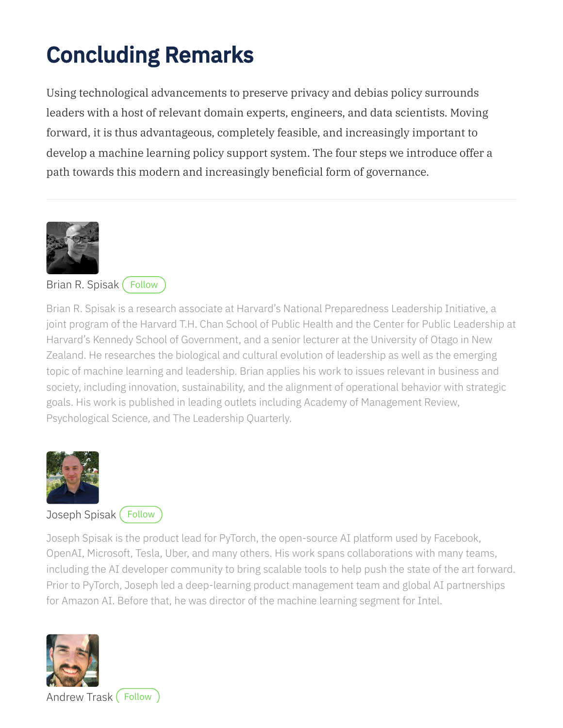# Concluding Remarks

Using technological advancements to preserve privacy and debias policy surrounds leaders with a host of relevant domain experts, engineers, and data scientists. Moving forward, it is thus advantageous, completely feasible, and increasingly important to develop a machine learning policy support system. The four steps we introduce offer a path towards this modern and increasingly beneficial form of governance.

---

Brian R. Spisak

Brian R. Spisak is a research associate at Harvard's National Preparedness Leadership Initiative, a joint program of the Harvard T.H. Chan School of Public Health and the Center for Public Leadership at Harvard's Kennedy School of Government, and a senior lecturer at the University of Otago in New Zealand. He researches the biological and cultural evolution of leadership as well as the emerging topic of machine learning and leadership. Brian applies his work to issues relevant in business and society, including innovation, sustainability, and the alignment of operational behavior with strategic goals. His work is published in leading outlets including Academy of Management Review, Psychological Science, and The Leadership Quarterly.

Joseph Spisak

Joseph Spisak is the product lead for PyTorch, the open-source AI platform used by Facebook, OpenAI, Microsoft, Tesla, Uber, and many others. His work spans collaborations with many teams, including the AI developer community to bring scalable tools to help push the state of the art forward. Prior to PyTorch, Joseph led a deep-learning product management team and global AI partnerships for Amazon AI. Before that, he was director of the machine learning segment for Intel.

Andrew Trask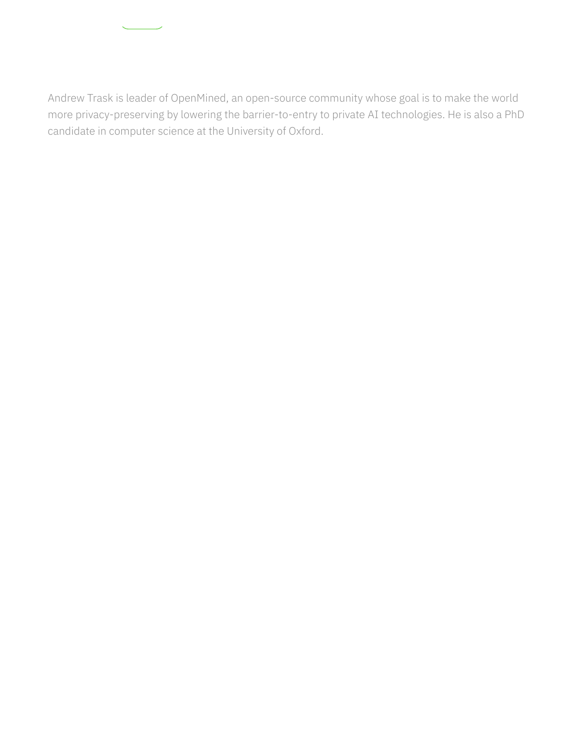Andrew Trask is leader of OpenMined, an open-source community whose goal is to make the world more privacy-preserving by lowering the barrier-to-entry to private AI technologies. He is also a PhD candidate in computer science at the University of Oxford.